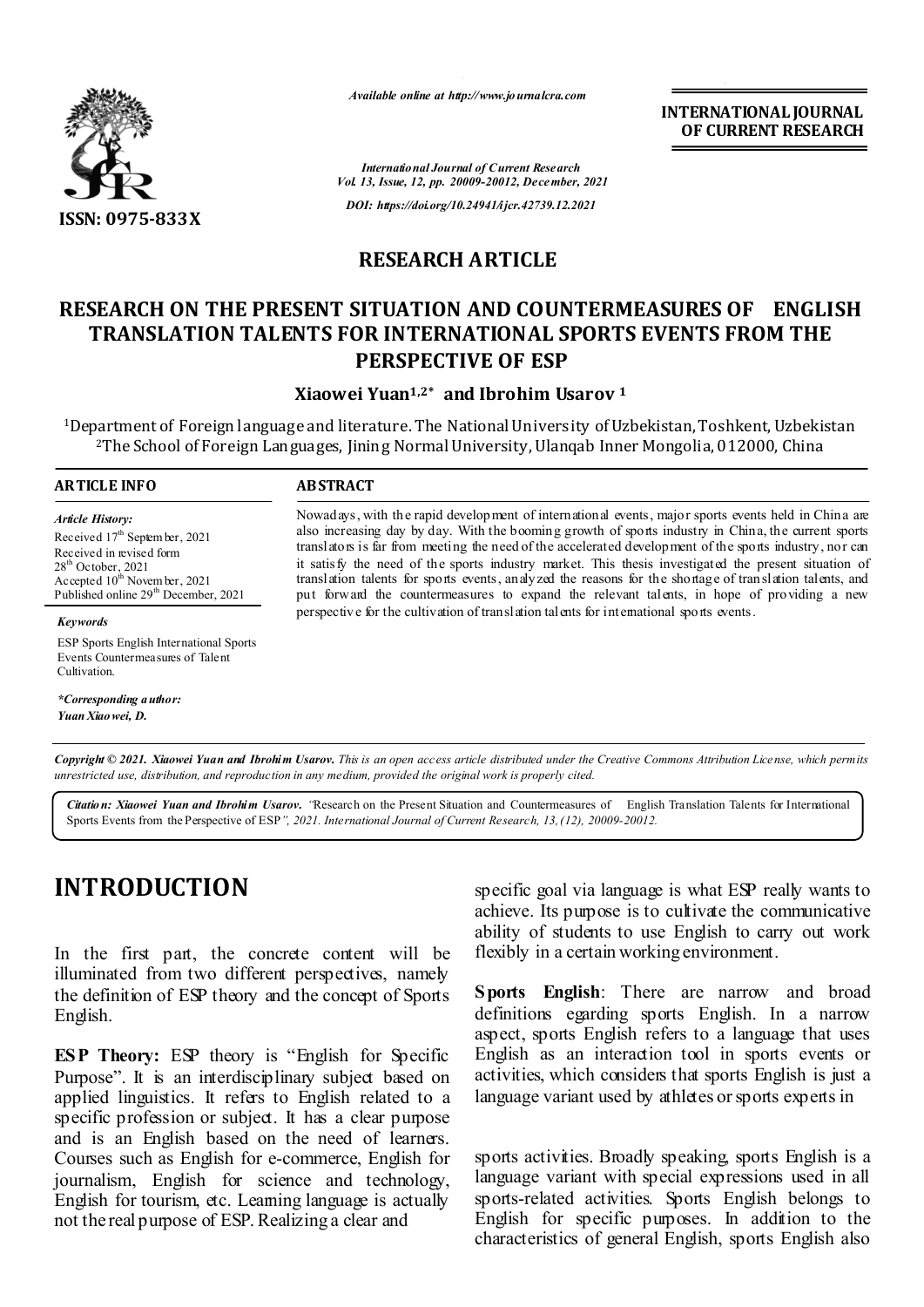*Available online at http://www.journalcra.com*

**INTERNATIONAL JOURNAL OF CURRENT RESEARCH**

*International Journal of Current Research*
*Vol. 13, Issue, 12, pp. 20009-20012, December, 2021*

*DOI: https://doi.org/10.24941/ijcr.42739.12.2021*

**ISSN: 0975-833X**

## RESEARCH ARTICLE

# RESEARCH ON THE PRESENT SITUATION AND COUNTERMEASURES OF ENGLISH TRANSLATION TALENTS FOR INTERNATIONAL SPORTS EVENTS FROM THE PERSPECTIVE OF ESP

**Xiaowei Yuan[1,2*] and Ibrohim Usarov [1]**

[1]Department of Foreign language and literature. The National University of Uzbekistan, Toshkent, Uzbekistan
[2]The School of Foreign Languages, Jining Normal University, Ulanqab Inner Mongolia, 012000, China

**ARTICLE INFO**

*Article History:*
Received 17th September, 2021
Received in revised form
28th October, 2021
Accepted 10th November, 2021
Published online 29th December, 2021

***Keywords***

ESP Sports English International Sports Events Countermeasures of Talent Cultivation.

***\*Corresponding author:***
***Yuan Xiaowei, D.***

**ABSTRACT**

Nowadays, with the rapid development of international events, major sports events held in China are also increasing day by day. With the booming growth of sports industry in China, the current sports translators is far from meeting the need of the accelerated development of the sports industry, nor can it satisfy the need of the sports industry market. This thesis investigated the present situation of translation talents for sports events, analyzed the reasons for the shortage of translation talents, and put forward the countermeasures to expand the relevant talents, in hope of providing a new perspective for the cultivation of translation talents for international sports events.

***Copyright © 2021. Xiaowei Yuan and Ibrohim Usarov.** This is an open access article distributed under the Creative Commons Attribution License, which permits unrestricted use, distribution, and reproduction in any medium, provided the original work is properly cited.*

***Citation: Xiaowei Yuan and Ibrohim Usarov.** "Research on the Present Situation and Countermeasures of English Translation Talents for International Sports Events from the Perspective of ESP", 2021. International Journal of Current Research, 13, (12), 20009-20012.*

## INTRODUCTION

In the first part, the concrete content will be illuminated from two different perspectives, namely the definition of ESP theory and the concept of Sports English.

**ESP Theory:** ESP theory is "English for Specific Purpose". It is an interdisciplinary subject based on applied linguistics. It refers to English related to a specific profession or subject. It has a clear purpose and is an English based on the need of learners. Courses such as English for e-commerce, English for journalism, English for science and technology, English for tourism, etc. Learning language is actually not the real purpose of ESP. Realizing a clear and specific goal via language is what ESP really wants to achieve. Its purpose is to cultivate the communicative ability of students to use English to carry out work flexibly in a certain working environment.

**Sports English**: There are narrow and broad definitions egarding sports English. In a narrow aspect, sports English refers to a language that uses English as an interaction tool in sports events or activities, which considers that sports English is just a language variant used by athletes or sports experts in sports activities. Broadly speaking, sports English is a language variant with special expressions used in all sports-related activities. Sports English belongs to English for specific purposes. In addition to the characteristics of general English, sports English also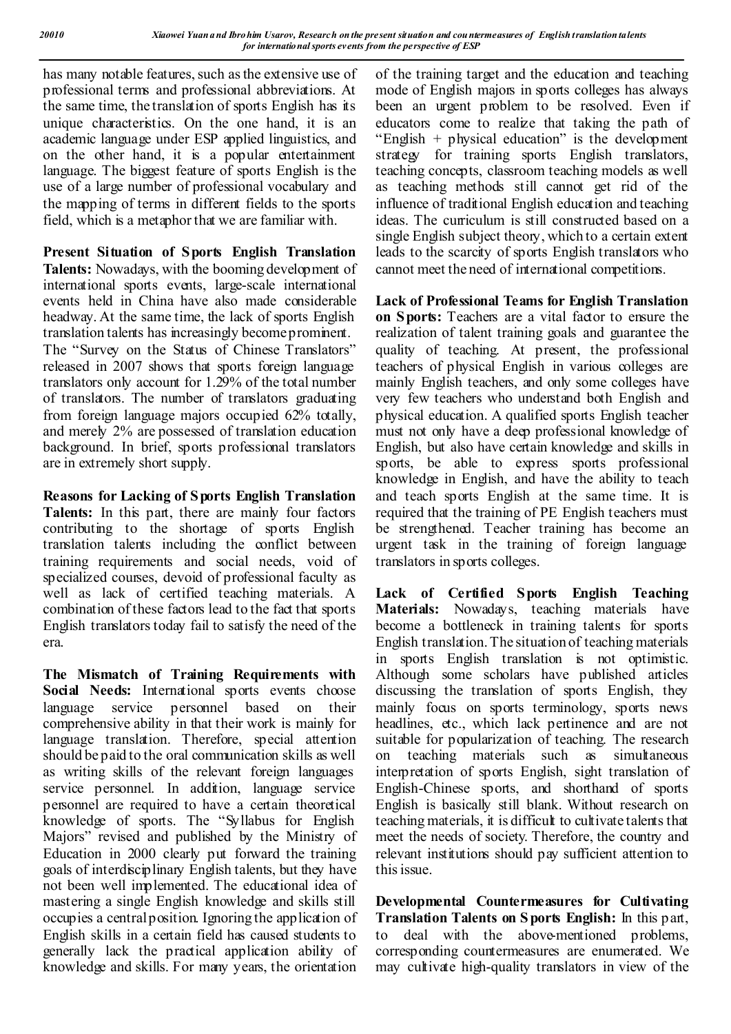has many notable features, such as the extensive use of professional terms and professional abbreviations. At the same time, the translation of sports English has its unique characteristics. On the one hand, it is an academic language under ESP applied linguistics, and on the other hand, it is a popular entertainment language. The biggest feature of sports English is the use of a large number of professional vocabulary and the mapping of terms in different fields to the sports field, which is a metaphor that we are familiar with.

**Present Situation of Sports English Translation Talents:** Nowadays, with the booming development of international sports events, large-scale international events held in China have also made considerable headway. At the same time, the lack of sports English translation talents has increasingly become prominent. The "Survey on the Status of Chinese Translators" released in 2007 shows that sports foreign language translators only account for 1.29% of the total number of translators. The number of translators graduating from foreign language majors occupied 62% totally, and merely 2% are possessed of translation education background. In brief, sports professional translators are in extremely short supply.

**Reasons for Lacking of Sports English Translation Talents:** In this part, there are mainly four factors contributing to the shortage of sports English translation talents including the conflict between training requirements and social needs, void of specialized courses, devoid of professional faculty as well as lack of certified teaching materials. A combination of these factors lead to the fact that sports English translators today fail to satisfy the need of the era.

**The Mismatch of Training Requirements with Social Needs:** International sports events choose language service personnel based on their comprehensive ability in that their work is mainly for language translation. Therefore, special attention should be paid to the oral communication skills as well as writing skills of the relevant foreign languages service personnel. In addition, language service personnel are required to have a certain theoretical knowledge of sports. The "Syllabus for English Majors" revised and published by the Ministry of Education in 2000 clearly put forward the training goals of interdisciplinary English talents, but they have not been well implemented. The educational idea of mastering a single English knowledge and skills still occupies a central position. Ignoring the application of English skills in a certain field has caused students to generally lack the practical application ability of knowledge and skills. For many years, the orientation of the training target and the education and teaching mode of English majors in sports colleges has always been an urgent problem to be resolved. Even if educators come to realize that taking the path of "English + physical education" is the development strategy for training sports English translators, teaching concepts, classroom teaching models as well as teaching methods still cannot get rid of the influence of traditional English education and teaching ideas. The curriculum is still constructed based on a single English subject theory, which to a certain extent leads to the scarcity of sports English translators who cannot meet the need of international competitions.

**Lack of Professional Teams for English Translation on Sports:** Teachers are a vital factor to ensure the realization of talent training goals and guarantee the quality of teaching. At present, the professional teachers of physical English in various colleges are mainly English teachers, and only some colleges have very few teachers who understand both English and physical education. A qualified sports English teacher must not only have a deep professional knowledge of English, but also have certain knowledge and skills in sports, be able to express sports professional knowledge in English, and have the ability to teach and teach sports English at the same time. It is required that the training of PE English teachers must be strengthened. Teacher training has become an urgent task in the training of foreign language translators in sports colleges.

**Lack of Certified Sports English Teaching Materials:** Nowadays, teaching materials have become a bottleneck in training talents for sports English translation. The situation of teaching materials in sports English translation is not optimistic. Although some scholars have published articles discussing the translation of sports English, they mainly focus on sports terminology, sports news headlines, etc., which lack pertinence and are not suitable for popularization of teaching. The research on teaching materials such as simultaneous interpretation of sports English, sight translation of English-Chinese sports, and shorthand of sports English is basically still blank. Without research on teaching materials, it is difficult to cultivate talents that meet the needs of society. Therefore, the country and relevant institutions should pay sufficient attention to this issue.

**Developmental Countermeasures for Cultivating Translation Talents on Sports English:** In this part, to deal with the above-mentioned problems, corresponding countermeasures are enumerated. We may cultivate high-quality translators in view of the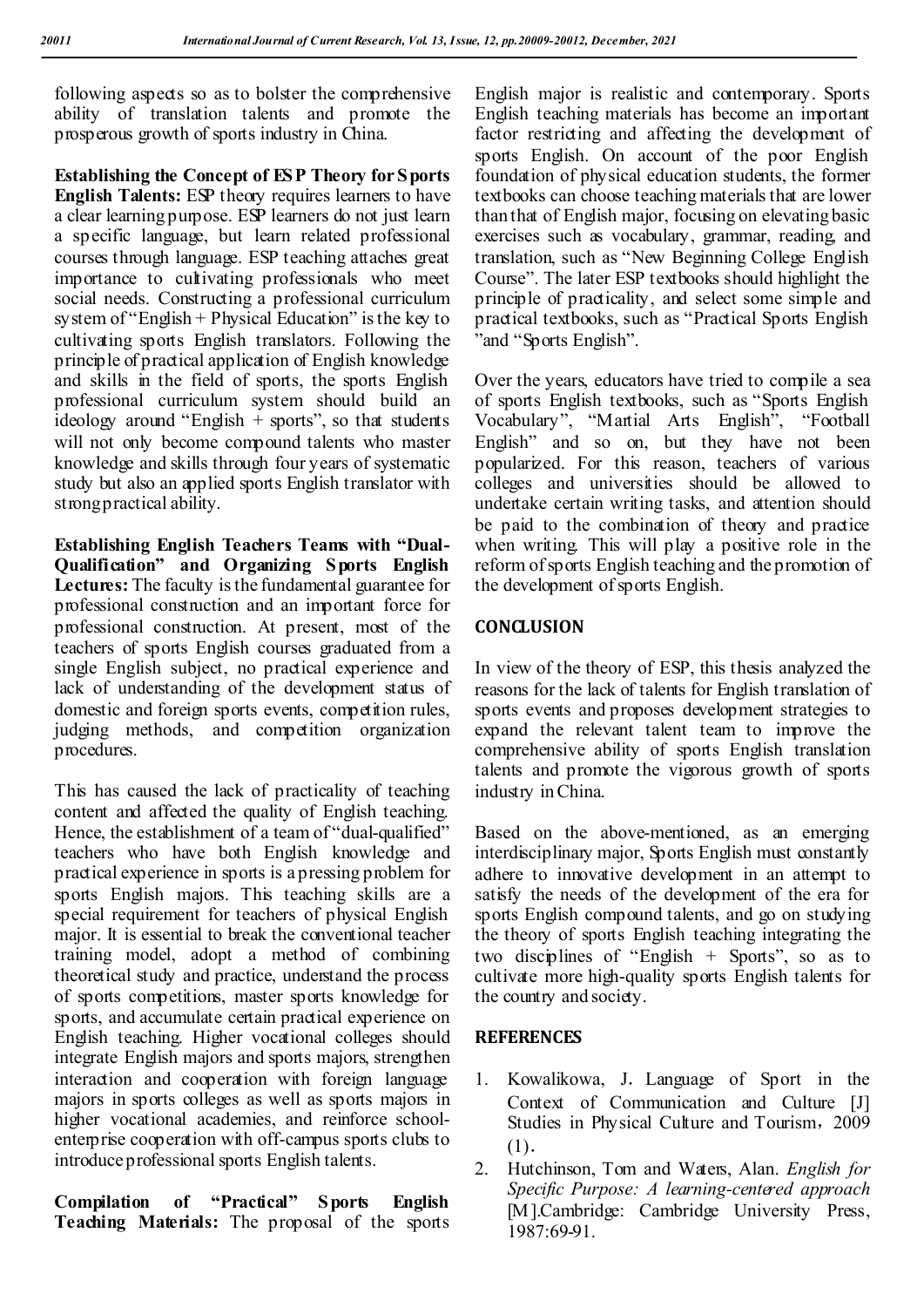following aspects so as to bolster the comprehensive ability of translation talents and promote the prosperous growth of sports industry in China.

**Establishing the Concept of ESP Theory for Sports English Talents:** ESP theory requires learners to have a clear learning purpose. ESP learners do not just learn a specific language, but learn related professional courses through language. ESP teaching attaches great importance to cultivating professionals who meet social needs. Constructing a professional curriculum system of "English + Physical Education" is the key to cultivating sports English translators. Following the principle of practical application of English knowledge and skills in the field of sports, the sports English professional curriculum system should build an ideology around "English + sports", so that students will not only become compound talents who master knowledge and skills through four years of systematic study but also an applied sports English translator with strong practical ability.

**Establishing English Teachers Teams with "Dual-Qualification" and Organizing Sports English Lectures:** The faculty is the fundamental guarantee for professional construction and an important force for professional construction. At present, most of the teachers of sports English courses graduated from a single English subject, no practical experience and lack of understanding of the development status of domestic and foreign sports events, competition rules, judging methods, and competition organization procedures.

This has caused the lack of practicality of teaching content and affected the quality of English teaching. Hence, the establishment of a team of "dual-qualified" teachers who have both English knowledge and practical experience in sports is a pressing problem for sports English majors. This teaching skills are a special requirement for teachers of physical English major. It is essential to break the conventional teacher training model, adopt a method of combining theoretical study and practice, understand the process of sports competitions, master sports knowledge for sports, and accumulate certain practical experience on English teaching. Higher vocational colleges should integrate English majors and sports majors, strengthen interaction and cooperation with foreign language majors in sports colleges as well as sports majors in higher vocational academies, and reinforce school-enterprise cooperation with off-campus sports clubs to introduce professional sports English talents.

**Compilation of "Practical" Sports English Teaching Materials:** The proposal of the sports English major is realistic and contemporary. Sports English teaching materials has become an important factor restricting and affecting the development of sports English. On account of the poor English foundation of physical education students, the former textbooks can choose teaching materials that are lower than that of English major, focusing on elevating basic exercises such as vocabulary, grammar, reading, and translation, such as "New Beginning College English Course". The later ESP textbooks should highlight the principle of practicality, and select some simple and practical textbooks, such as "Practical Sports English "and "Sports English".

Over the years, educators have tried to compile a sea of sports English textbooks, such as "Sports English Vocabulary", "Martial Arts English", "Football English" and so on, but they have not been popularized. For this reason, teachers of various colleges and universities should be allowed to undertake certain writing tasks, and attention should be paid to the combination of theory and practice when writing. This will play a positive role in the reform of sports English teaching and the promotion of the development of sports English.

## CONCLUSION

In view of the theory of ESP, this thesis analyzed the reasons for the lack of talents for English translation of sports events and proposes development strategies to expand the relevant talent team to improve the comprehensive ability of sports English translation talents and promote the vigorous growth of sports industry in China.

Based on the above-mentioned, as an emerging interdisciplinary major, Sports English must constantly adhere to innovative development in an attempt to satisfy the needs of the development of the era for sports English compound talents, and go on studying the theory of sports English teaching integrating the two disciplines of "English + Sports", so as to cultivate more high-quality sports English talents for the country and society.

## REFERENCES

1. Kowalikowa, J. Language of Sport in the Context of Communication and Culture [J] Studies in Physical Culture and Tourism，2009 (1).
2. Hutchinson, Tom and Waters, Alan. *English for Specific Purpose: A learning-centered approach* [M].Cambridge: Cambridge University Press, 1987:69-91.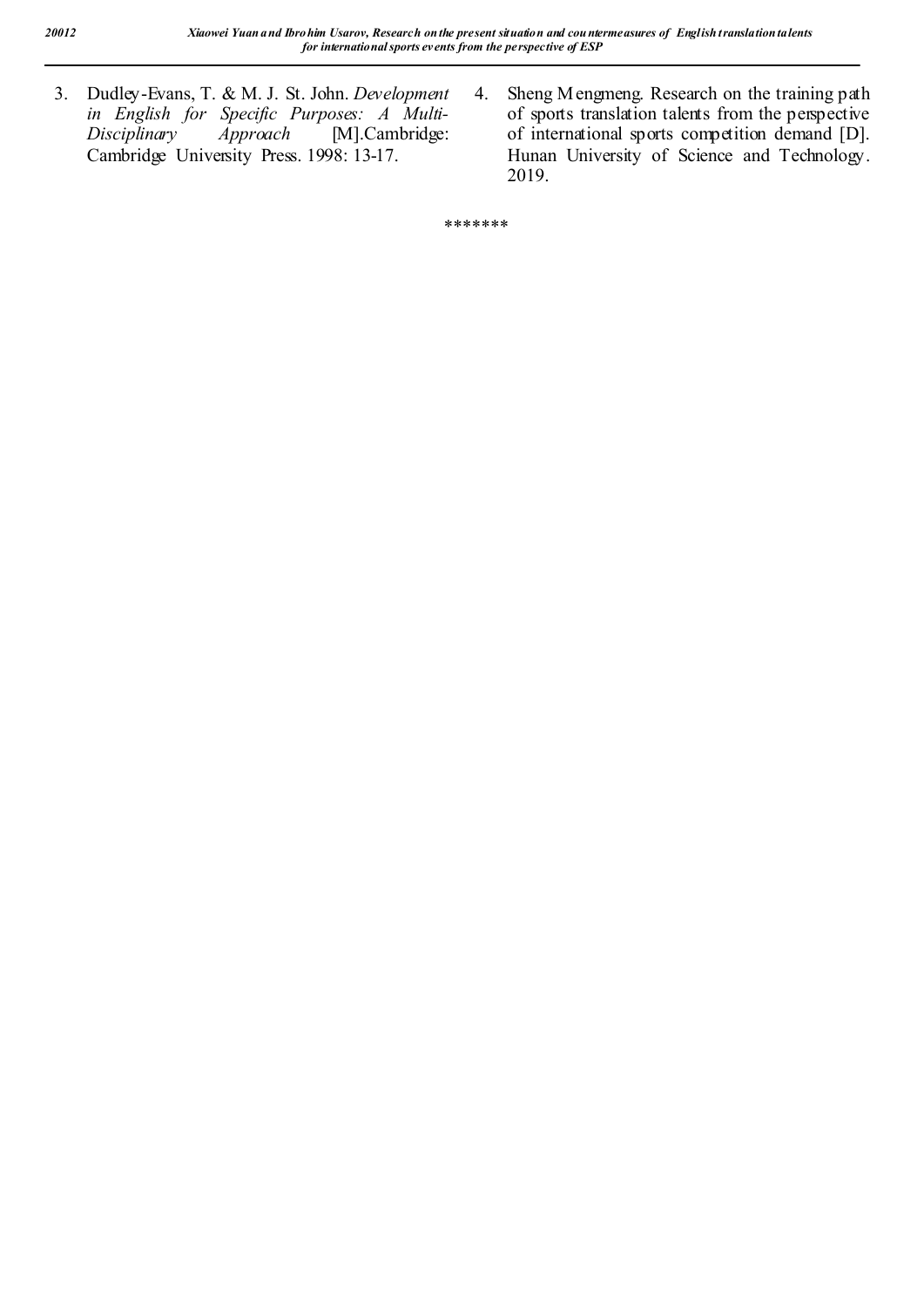3. Dudley-Evans, T. & M. J. St. John. *Development in English for Specific Purposes: A Multi-Disciplinary Approach* [M].Cambridge: Cambridge University Press. 1998: 13-17.
4. Sheng Mengmeng. Research on the training path of sports translation talents from the perspective of international sports competition demand [D]. Hunan University of Science and Technology. 2019.

*******